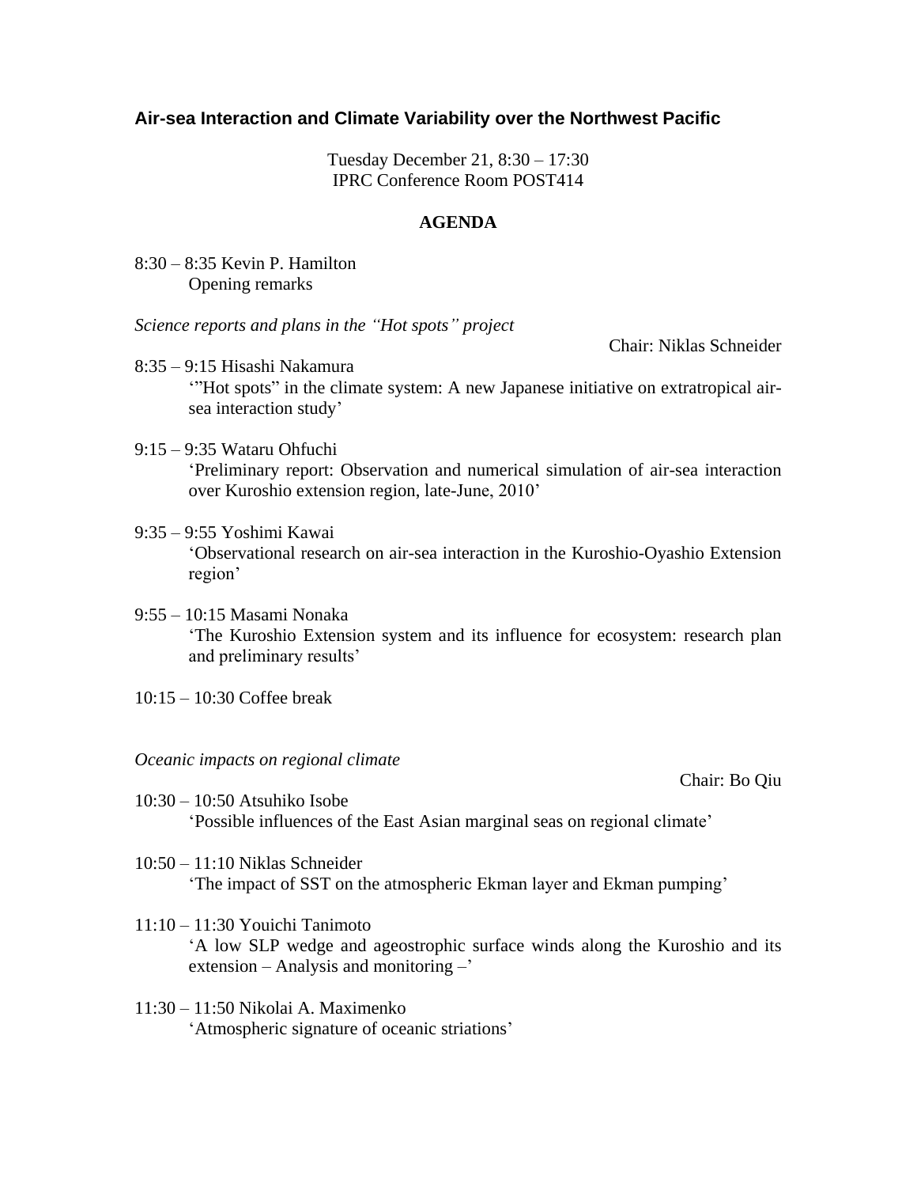### Air-sea Interaction and Climate Variability over the Northwest Pacific

Tuesday December 21, 8:30 – 17:30
IPRC Conference Room POST414

**AGENDA**

8:30 – 8:35 Kevin P. Hamilton
Opening remarks

*Science reports and plans in the "Hot spots" project*

Chair: Niklas Schneider

8:35 – 9:15 Hisashi Nakamura
'"Hot spots" in the climate system: A new Japanese initiative on extratropical air-sea interaction study'

9:15 – 9:35 Wataru Ohfuchi
'Preliminary report: Observation and numerical simulation of air-sea interaction over Kuroshio extension region, late-June, 2010'

9:35 – 9:55 Yoshimi Kawai
'Observational research on air-sea interaction in the Kuroshio-Oyashio Extension region'

9:55 – 10:15 Masami Nonaka
'The Kuroshio Extension system and its influence for ecosystem: research plan and preliminary results'

10:15 – 10:30 Coffee break

*Oceanic impacts on regional climate*

Chair: Bo Qiu

10:30 – 10:50 Atsuhiko Isobe
'Possible influences of the East Asian marginal seas on regional climate'

10:50 – 11:10 Niklas Schneider
'The impact of SST on the atmospheric Ekman layer and Ekman pumping'

11:10 – 11:30 Youichi Tanimoto
'A low SLP wedge and ageostrophic surface winds along the Kuroshio and its extension – Analysis and monitoring –'

11:30 – 11:50 Nikolai A. Maximenko
'Atmospheric signature of oceanic striations'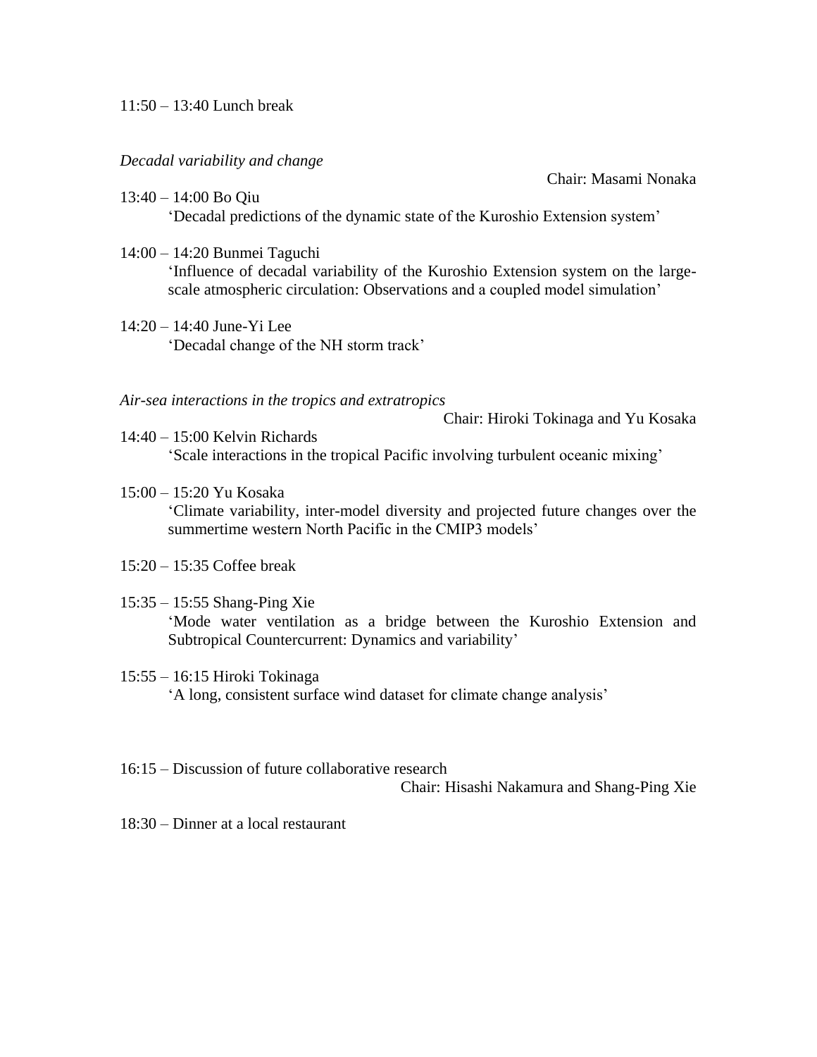11:50 – 13:40 Lunch break

*Decadal variability and change*

Chair: Masami Nonaka

13:40 – 14:00 Bo Qiu
'Decadal predictions of the dynamic state of the Kuroshio Extension system'

14:00 – 14:20 Bunmei Taguchi
'Influence of decadal variability of the Kuroshio Extension system on the large-scale atmospheric circulation: Observations and a coupled model simulation'

14:20 – 14:40 June-Yi Lee
'Decadal change of the NH storm track'

*Air-sea interactions in the tropics and extratropics*

Chair: Hiroki Tokinaga and Yu Kosaka

14:40 – 15:00 Kelvin Richards
'Scale interactions in the tropical Pacific involving turbulent oceanic mixing'

15:00 – 15:20 Yu Kosaka
'Climate variability, inter-model diversity and projected future changes over the summertime western North Pacific in the CMIP3 models'

15:20 – 15:35 Coffee break

15:35 – 15:55 Shang-Ping Xie
'Mode water ventilation as a bridge between the Kuroshio Extension and Subtropical Countercurrent: Dynamics and variability'

15:55 – 16:15 Hiroki Tokinaga
'A long, consistent surface wind dataset for climate change analysis'

16:15 – Discussion of future collaborative research

Chair: Hisashi Nakamura and Shang-Ping Xie

18:30 – Dinner at a local restaurant